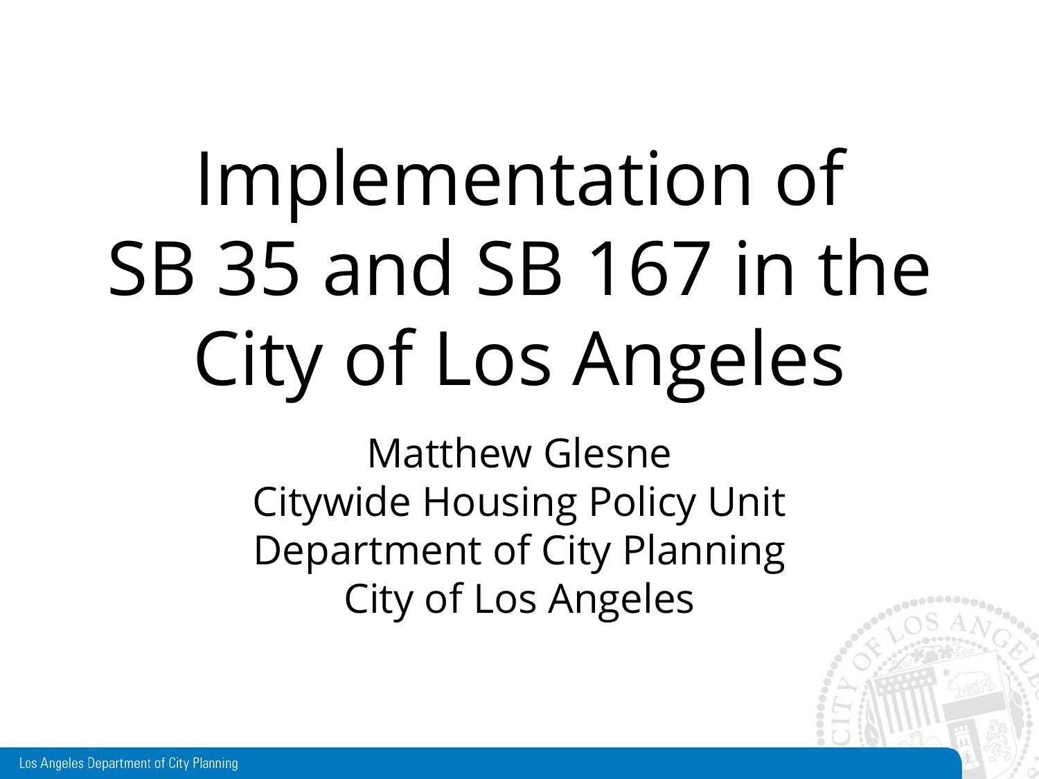# Implementation of SB 35 and SB 167 in the City of Los Angeles

Matthew Glesne
Citywide Housing Policy Unit
Department of City Planning
City of Los Angeles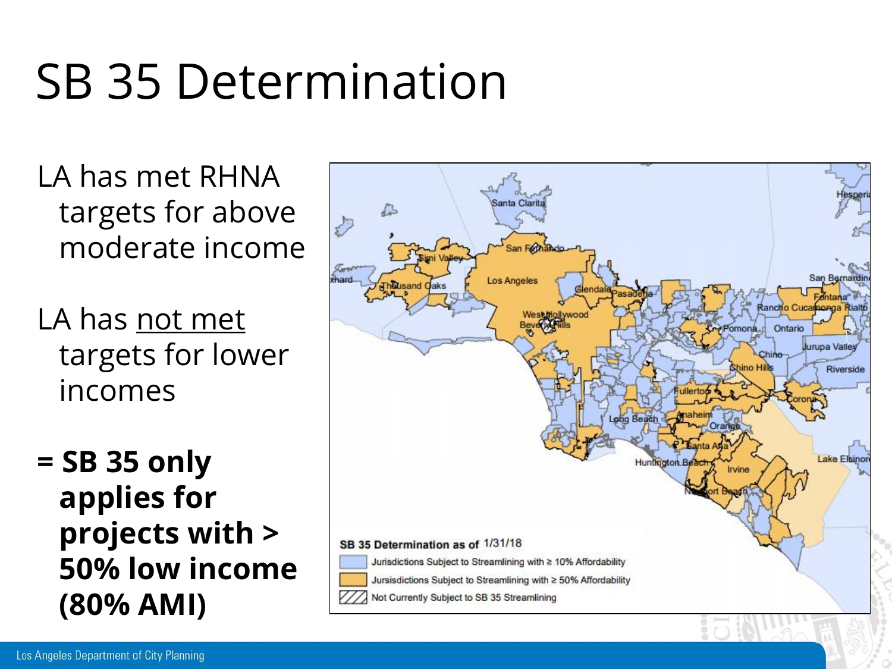# SB 35 Determination

LA has met RHNA targets for above moderate income

LA has <u>not met</u> targets for lower incomes

**= SB 35 only applies for projects with > 50% low income (80% AMI)**

SB 35 Determination as of 1/31/18

- Jurisdictions Subject to Streamlining with ≥ 10% Affordability
- Jursisdictions Subject to Streamlining with ≥ 50% Affordability
- Not Currently Subject to SB 35 Streamlining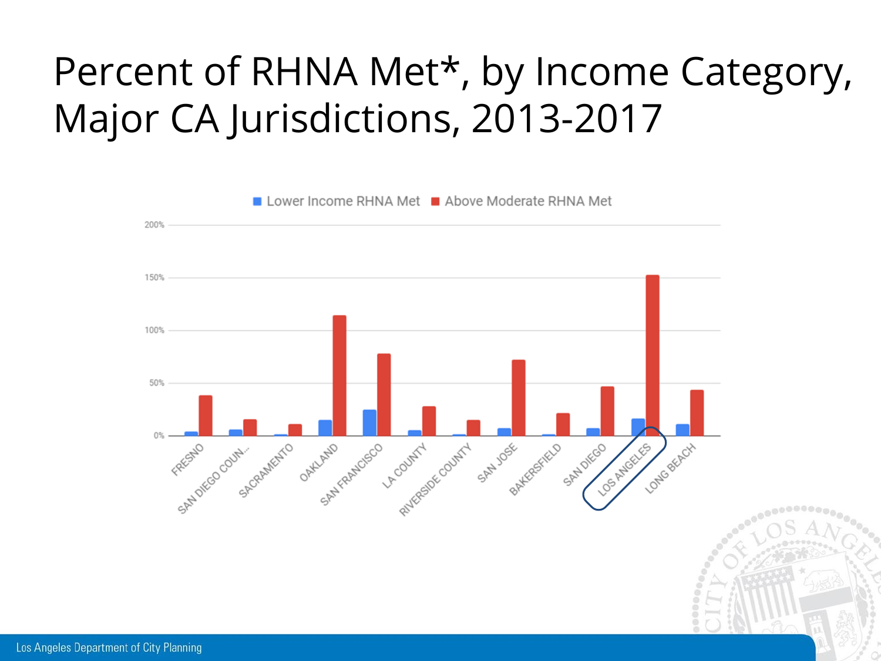# Percent of RHNA Met*, by Income Category, Major CA Jurisdictions, 2013-2017

Lower Income RHNA Met ■ Above Moderate RHNA Met

200%
150%
100%
50%
0%

FRESNO, SAN DIEGO COUN..., SACRAMENTO, OAKLAND, SAN FRANCISCO, LA COUNTY, RIVERSIDE COUNTY, SAN JOSE, BAKERSFIELD, SAN DIEGO, LOS ANGELES, LONG BEACH

Los Angeles Department of City Planning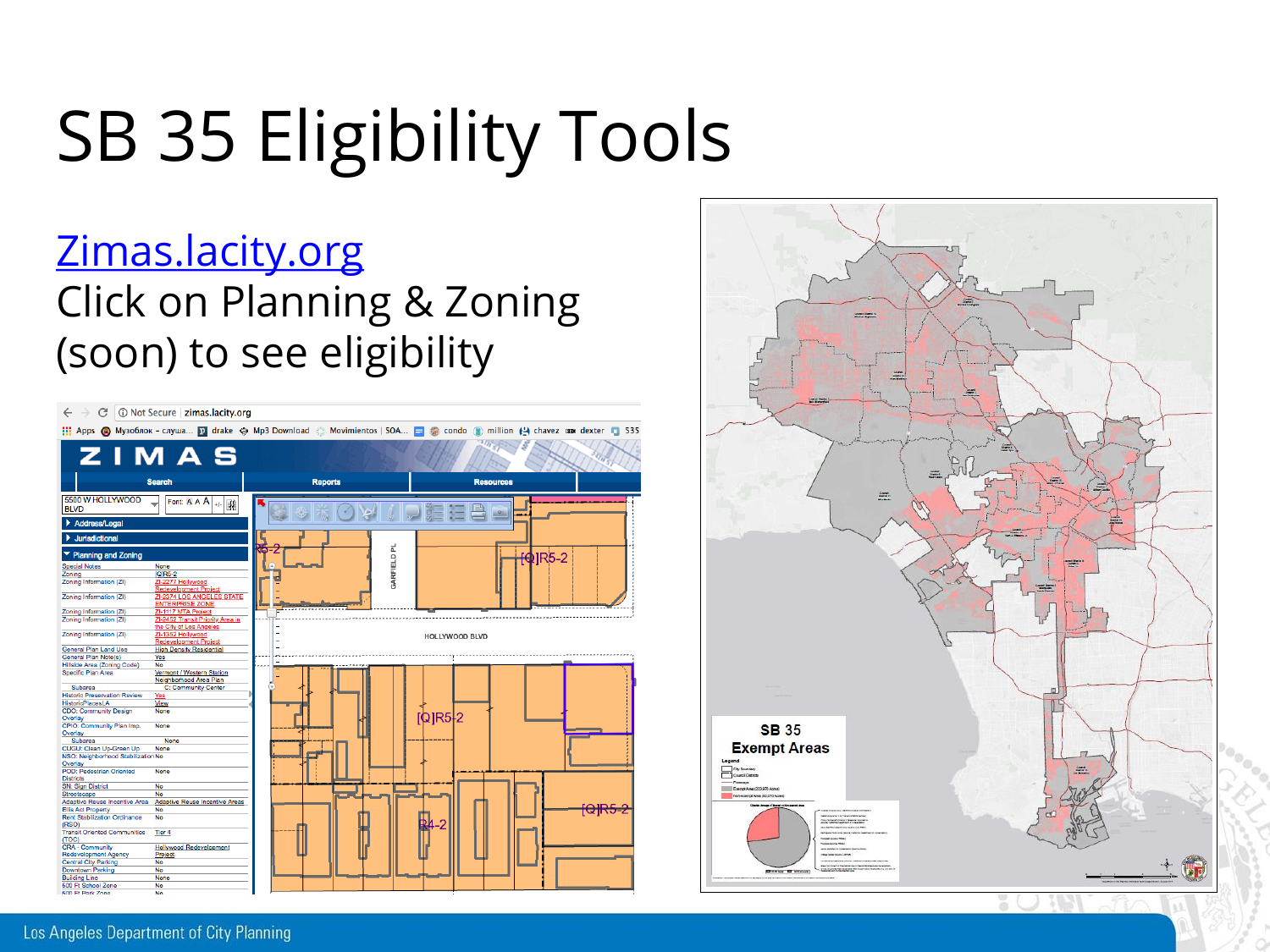# SB 35 Eligibility Tools

Zimas.lacity.org

Click on Planning & Zoning (soon) to see eligibility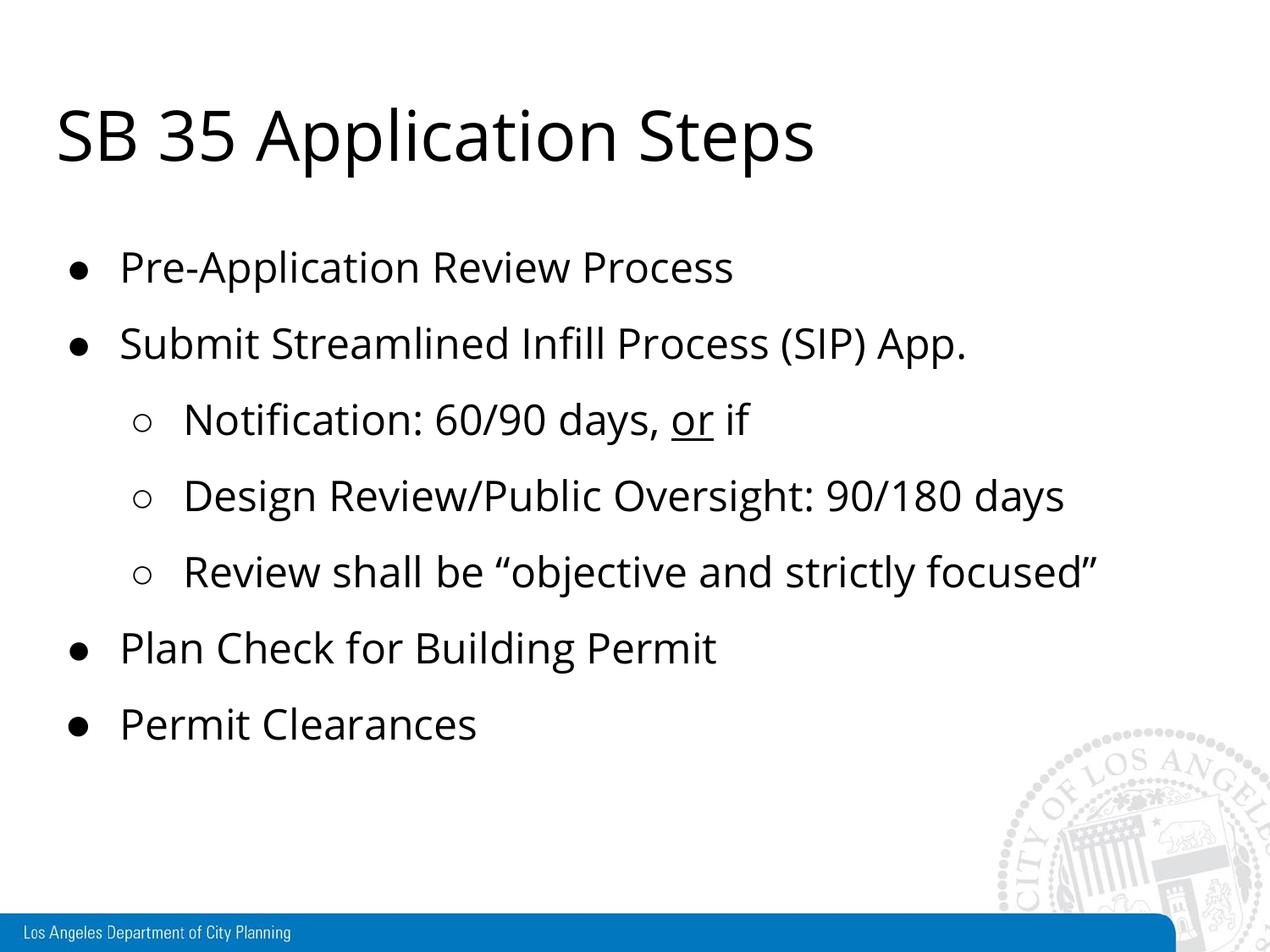# SB 35 Application Steps

- Pre-Application Review Process
- Submit Streamlined Infill Process (SIP) App.
  - Notification: 60/90 days, <u>or</u> if
  - Design Review/Public Oversight: 90/180 days
  - Review shall be "objective and strictly focused"
- Plan Check for Building Permit
- Permit Clearances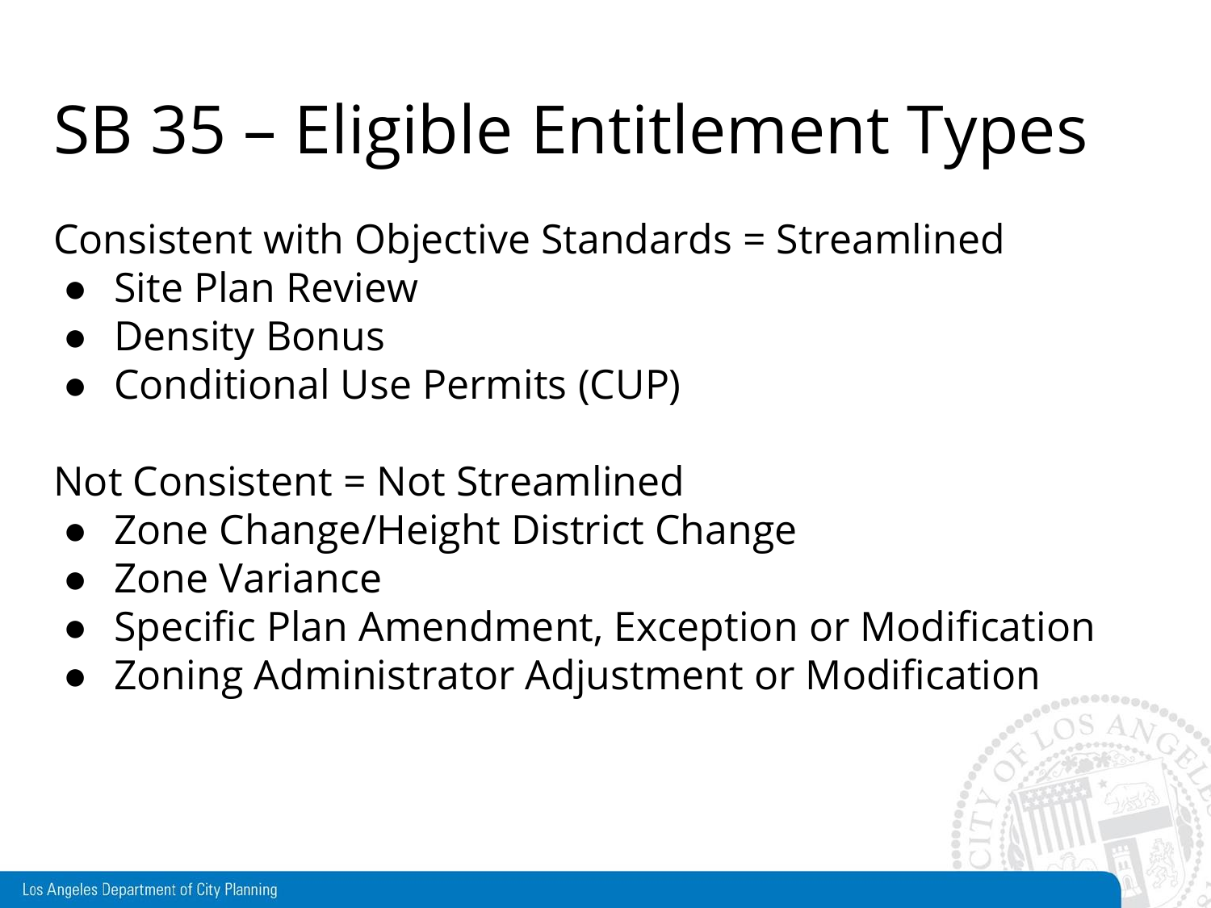# SB 35 – Eligible Entitlement Types

Consistent with Objective Standards = Streamlined

- Site Plan Review
- Density Bonus
- Conditional Use Permits (CUP)

Not Consistent = Not Streamlined

- Zone Change/Height District Change
- Zone Variance
- Specific Plan Amendment, Exception or Modification
- Zoning Administrator Adjustment or Modification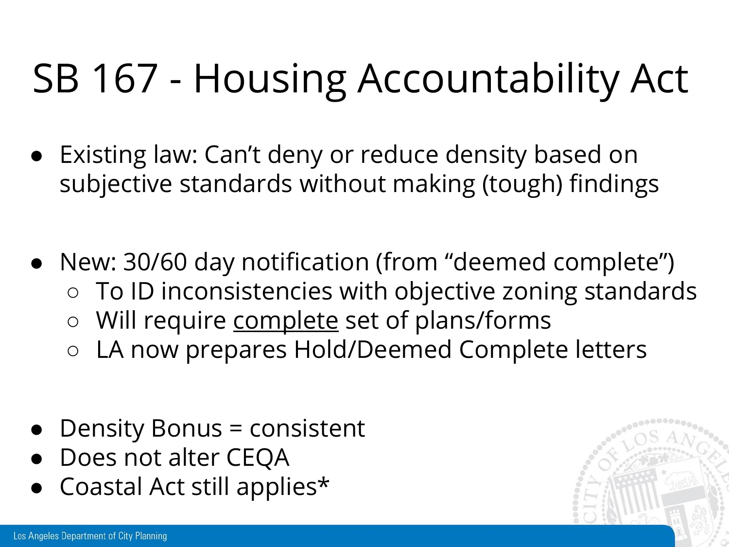# SB 167 - Housing Accountability Act

- Existing law: Can't deny or reduce density based on subjective standards without making (tough) findings

- New: 30/60 day notification (from "deemed complete")
  - To ID inconsistencies with objective zoning standards
  - Will require <u>complete</u> set of plans/forms
  - LA now prepares Hold/Deemed Complete letters

- Density Bonus = consistent
- Does not alter CEQA
- Coastal Act still applies*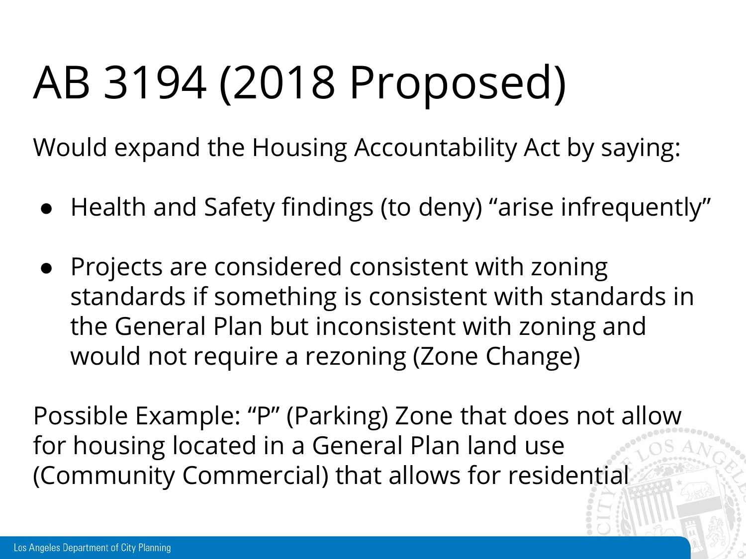# AB 3194 (2018 Proposed)

Would expand the Housing Accountability Act by saying:

- Health and Safety findings (to deny) “arise infrequently”
- Projects are considered consistent with zoning standards if something is consistent with standards in the General Plan but inconsistent with zoning and would not require a rezoning (Zone Change)

Possible Example: “P” (Parking) Zone that does not allow for housing located in a General Plan land use (Community Commercial) that allows for residential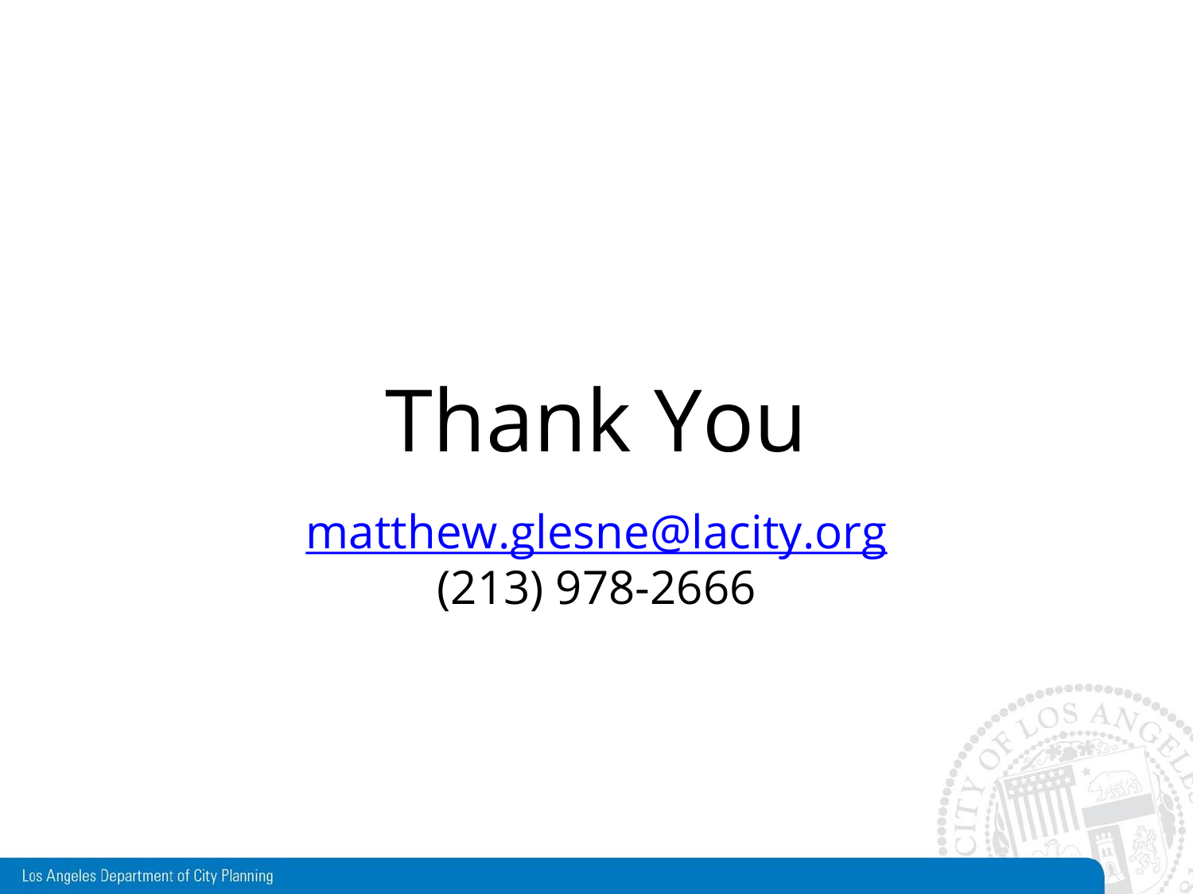# Thank You

matthew.glesne@lacity.org

(213) 978-2666